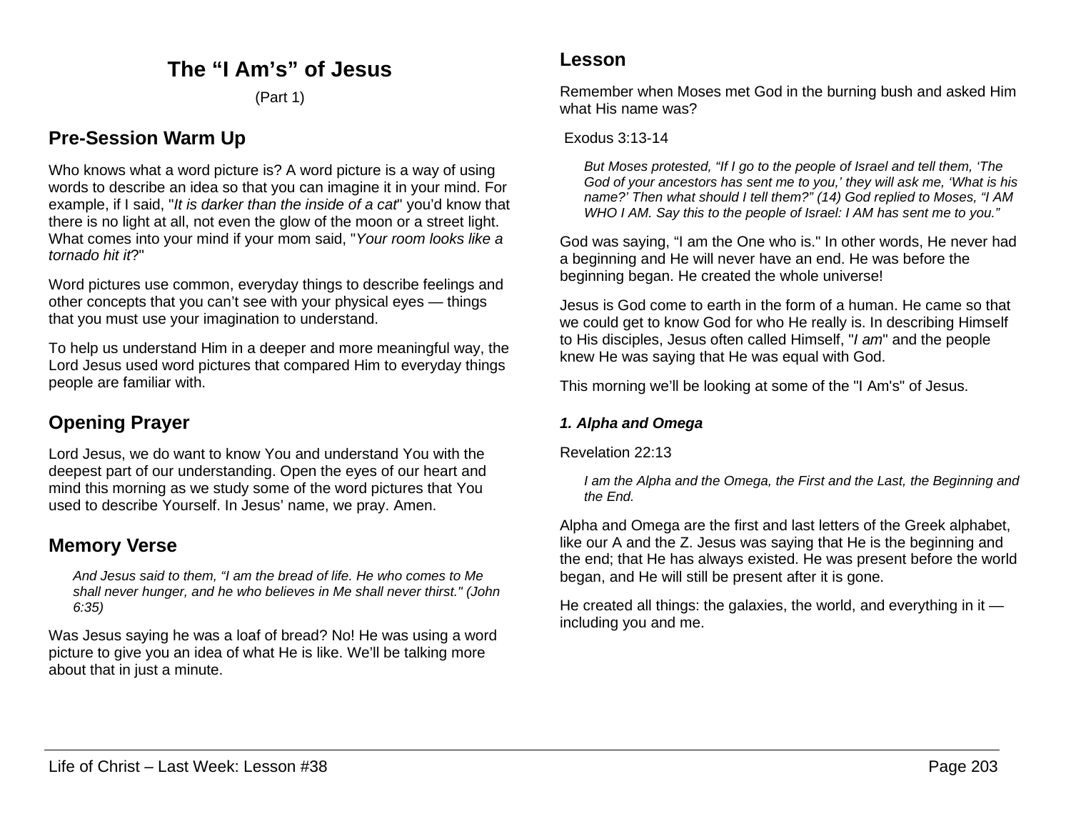# The "I Am's" of Jesus

(Part 1)

## Pre-Session Warm Up

Who knows what a word picture is? A word picture is a way of using words to describe an idea so that you can imagine it in your mind. For example, if I said, "*It is darker than the inside of a cat*" you'd know that there is no light at all, not even the glow of the moon or a street light. What comes into your mind if your mom said, "*Your room looks like a tornado hit it*?"

Word pictures use common, everyday things to describe feelings and other concepts that you can't see with your physical eyes — things that you must use your imagination to understand.

To help us understand Him in a deeper and more meaningful way, the Lord Jesus used word pictures that compared Him to everyday things people are familiar with.

## Opening Prayer

Lord Jesus, we do want to know You and understand You with the deepest part of our understanding. Open the eyes of our heart and mind this morning as we study some of the word pictures that You used to describe Yourself. In Jesus' name, we pray. Amen.

## Memory Verse

> *And Jesus said to them, "I am the bread of life. He who comes to Me shall never hunger, and he who believes in Me shall never thirst." (John 6:35)*

Was Jesus saying he was a loaf of bread? No! He was using a word picture to give you an idea of what He is like. We'll be talking more about that in just a minute.

## Lesson

Remember when Moses met God in the burning bush and asked Him what His name was?

Exodus 3:13-14

> *But Moses protested, "If I go to the people of Israel and tell them, 'The God of your ancestors has sent me to you,' they will ask me, 'What is his name?' Then what should I tell them?" (14) God replied to Moses, "I AM WHO I AM. Say this to the people of Israel: I AM has sent me to you."*

God was saying, "I am the One who is." In other words, He never had a beginning and He will never have an end. He was before the beginning began. He created the whole universe!

Jesus is God come to earth in the form of a human. He came so that we could get to know God for who He really is. In describing Himself to His disciples, Jesus often called Himself, "*I am*" and the people knew He was saying that He was equal with God.

This morning we'll be looking at some of the "I Am's" of Jesus.

### *1. Alpha and Omega*

Revelation 22:13

> *I am the Alpha and the Omega, the First and the Last, the Beginning and the End.*

Alpha and Omega are the first and last letters of the Greek alphabet, like our A and the Z. Jesus was saying that He is the beginning and the end; that He has always existed. He was present before the world began, and He will still be present after it is gone.

He created all things: the galaxies, the world, and everything in it — including you and me.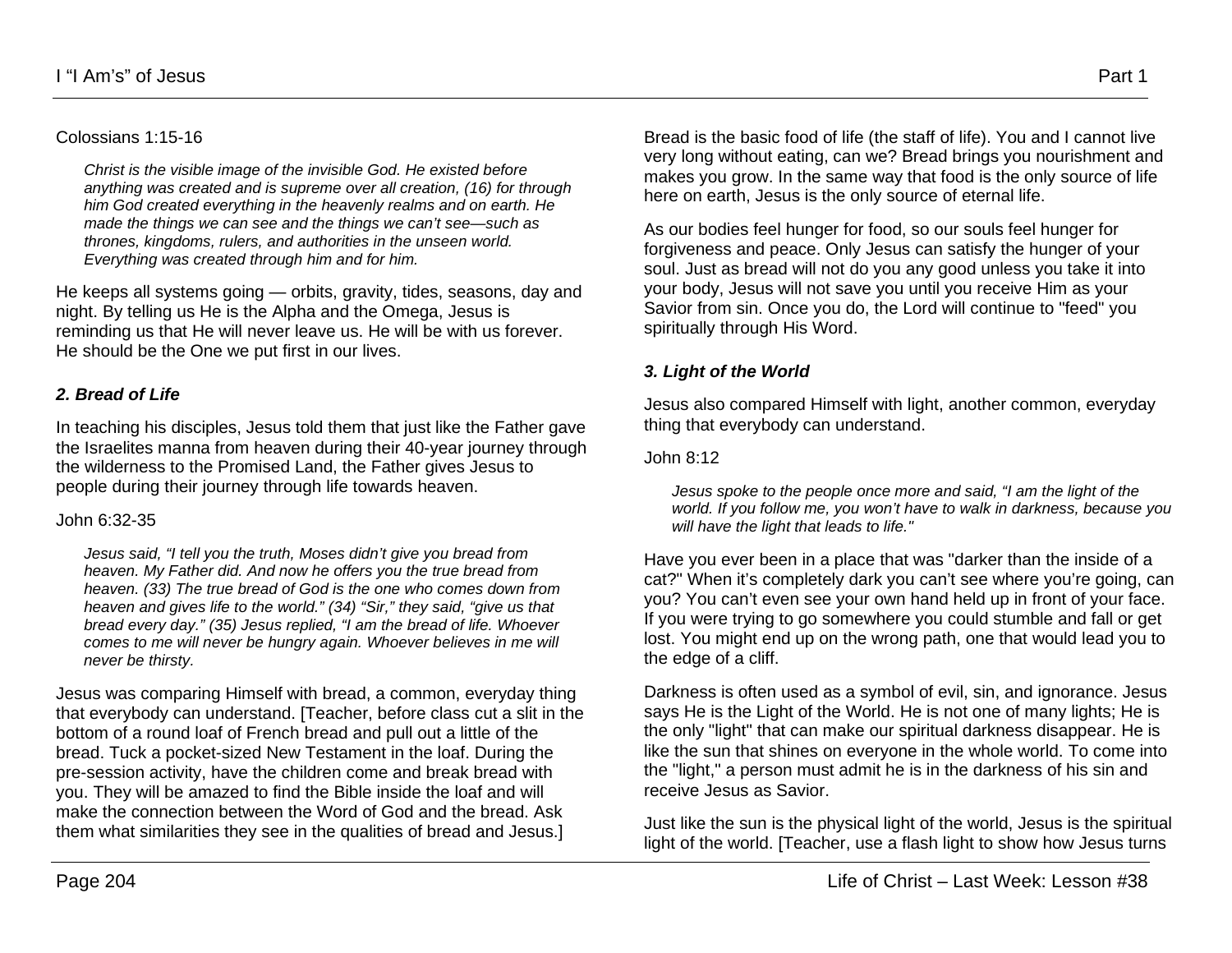Colossians 1:15-16

> *Christ is the visible image of the invisible God. He existed before anything was created and is supreme over all creation, (16) for through him God created everything in the heavenly realms and on earth. He made the things we can see and the things we can't see—such as thrones, kingdoms, rulers, and authorities in the unseen world. Everything was created through him and for him.*

He keeps all systems going — orbits, gravity, tides, seasons, day and night. By telling us He is the Alpha and the Omega, Jesus is reminding us that He will never leave us. He will be with us forever. He should be the One we put first in our lives.

### *2. Bread of Life*

In teaching his disciples, Jesus told them that just like the Father gave the Israelites manna from heaven during their 40-year journey through the wilderness to the Promised Land, the Father gives Jesus to people during their journey through life towards heaven.

John 6:32-35

> *Jesus said, "I tell you the truth, Moses didn't give you bread from heaven. My Father did. And now he offers you the true bread from heaven. (33) The true bread of God is the one who comes down from heaven and gives life to the world." (34) "Sir," they said, "give us that bread every day." (35) Jesus replied, "I am the bread of life. Whoever comes to me will never be hungry again. Whoever believes in me will never be thirsty.*

Jesus was comparing Himself with bread, a common, everyday thing that everybody can understand. [Teacher, before class cut a slit in the bottom of a round loaf of French bread and pull out a little of the bread. Tuck a pocket-sized New Testament in the loaf. During the pre-session activity, have the children come and break bread with you. They will be amazed to find the Bible inside the loaf and will make the connection between the Word of God and the bread. Ask them what similarities they see in the qualities of bread and Jesus.]

Bread is the basic food of life (the staff of life). You and I cannot live very long without eating, can we? Bread brings you nourishment and makes you grow. In the same way that food is the only source of life here on earth, Jesus is the only source of eternal life.

As our bodies feel hunger for food, so our souls feel hunger for forgiveness and peace. Only Jesus can satisfy the hunger of your soul. Just as bread will not do you any good unless you take it into your body, Jesus will not save you until you receive Him as your Savior from sin. Once you do, the Lord will continue to "feed" you spiritually through His Word.

### *3. Light of the World*

Jesus also compared Himself with light, another common, everyday thing that everybody can understand.

John 8:12

> *Jesus spoke to the people once more and said, "I am the light of the world. If you follow me, you won't have to walk in darkness, because you will have the light that leads to life."*

Have you ever been in a place that was "darker than the inside of a cat?" When it's completely dark you can't see where you're going, can you? You can't even see your own hand held up in front of your face. If you were trying to go somewhere you could stumble and fall or get lost. You might end up on the wrong path, one that would lead you to the edge of a cliff.

Darkness is often used as a symbol of evil, sin, and ignorance. Jesus says He is the Light of the World. He is not one of many lights; He is the only "light" that can make our spiritual darkness disappear. He is like the sun that shines on everyone in the whole world. To come into the "light," a person must admit he is in the darkness of his sin and receive Jesus as Savior.

Just like the sun is the physical light of the world, Jesus is the spiritual light of the world. [Teacher, use a flash light to show how Jesus turns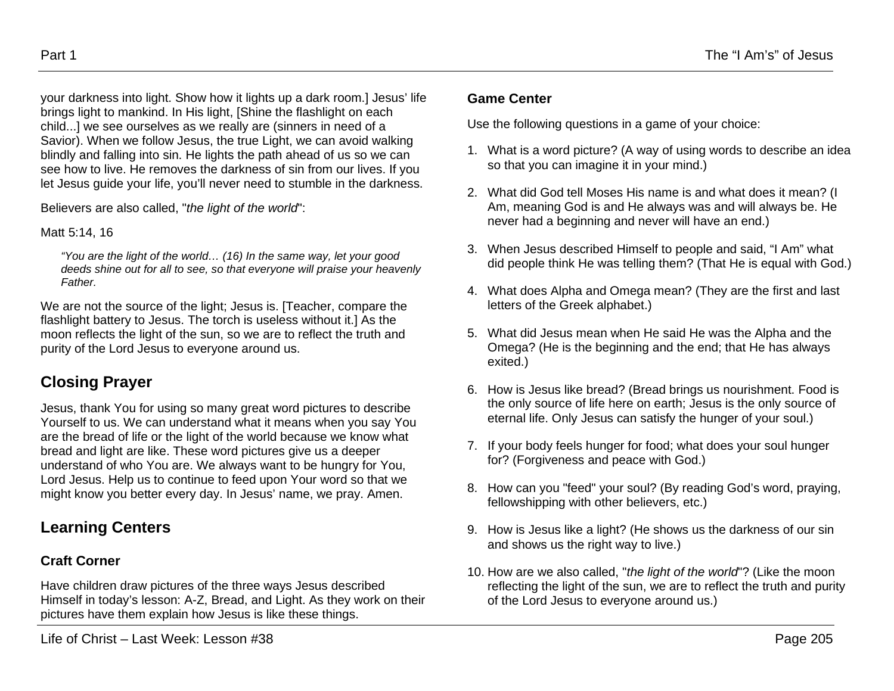your darkness into light. Show how it lights up a dark room.] Jesus' life brings light to mankind. In His light, [Shine the flashlight on each child...] we see ourselves as we really are (sinners in need of a Savior). When we follow Jesus, the true Light, we can avoid walking blindly and falling into sin. He lights the path ahead of us so we can see how to live. He removes the darkness of sin from our lives. If you let Jesus guide your life, you'll never need to stumble in the darkness.

Believers are also called, "*the light of the world*":

Matt 5:14, 16

> *"You are the light of the world… (16) In the same way, let your good deeds shine out for all to see, so that everyone will praise your heavenly Father.*

We are not the source of the light; Jesus is. [Teacher, compare the flashlight battery to Jesus. The torch is useless without it.] As the moon reflects the light of the sun, so we are to reflect the truth and purity of the Lord Jesus to everyone around us.

## Closing Prayer

Jesus, thank You for using so many great word pictures to describe Yourself to us. We can understand what it means when you say You are the bread of life or the light of the world because we know what bread and light are like. These word pictures give us a deeper understand of who You are. We always want to be hungry for You, Lord Jesus. Help us to continue to feed upon Your word so that we might know you better every day. In Jesus' name, we pray. Amen.

## Learning Centers

### Craft Corner

Have children draw pictures of the three ways Jesus described Himself in today's lesson: A-Z, Bread, and Light. As they work on their pictures have them explain how Jesus is like these things.

### Game Center

Use the following questions in a game of your choice:

1. What is a word picture? (A way of using words to describe an idea so that you can imagine it in your mind.)
2. What did God tell Moses His name is and what does it mean? (I Am, meaning God is and He always was and will always be. He never had a beginning and never will have an end.)
3. When Jesus described Himself to people and said, "I Am" what did people think He was telling them? (That He is equal with God.)
4. What does Alpha and Omega mean? (They are the first and last letters of the Greek alphabet.)
5. What did Jesus mean when He said He was the Alpha and the Omega? (He is the beginning and the end; that He has always exited.)
6. How is Jesus like bread? (Bread brings us nourishment. Food is the only source of life here on earth; Jesus is the only source of eternal life. Only Jesus can satisfy the hunger of your soul.)
7. If your body feels hunger for food; what does your soul hunger for? (Forgiveness and peace with God.)
8. How can you "feed" your soul? (By reading God's word, praying, fellowshipping with other believers, etc.)
9. How is Jesus like a light? (He shows us the darkness of our sin and shows us the right way to live.)
10. How are we also called, "*the light of the world*"? (Like the moon reflecting the light of the sun, we are to reflect the truth and purity of the Lord Jesus to everyone around us.)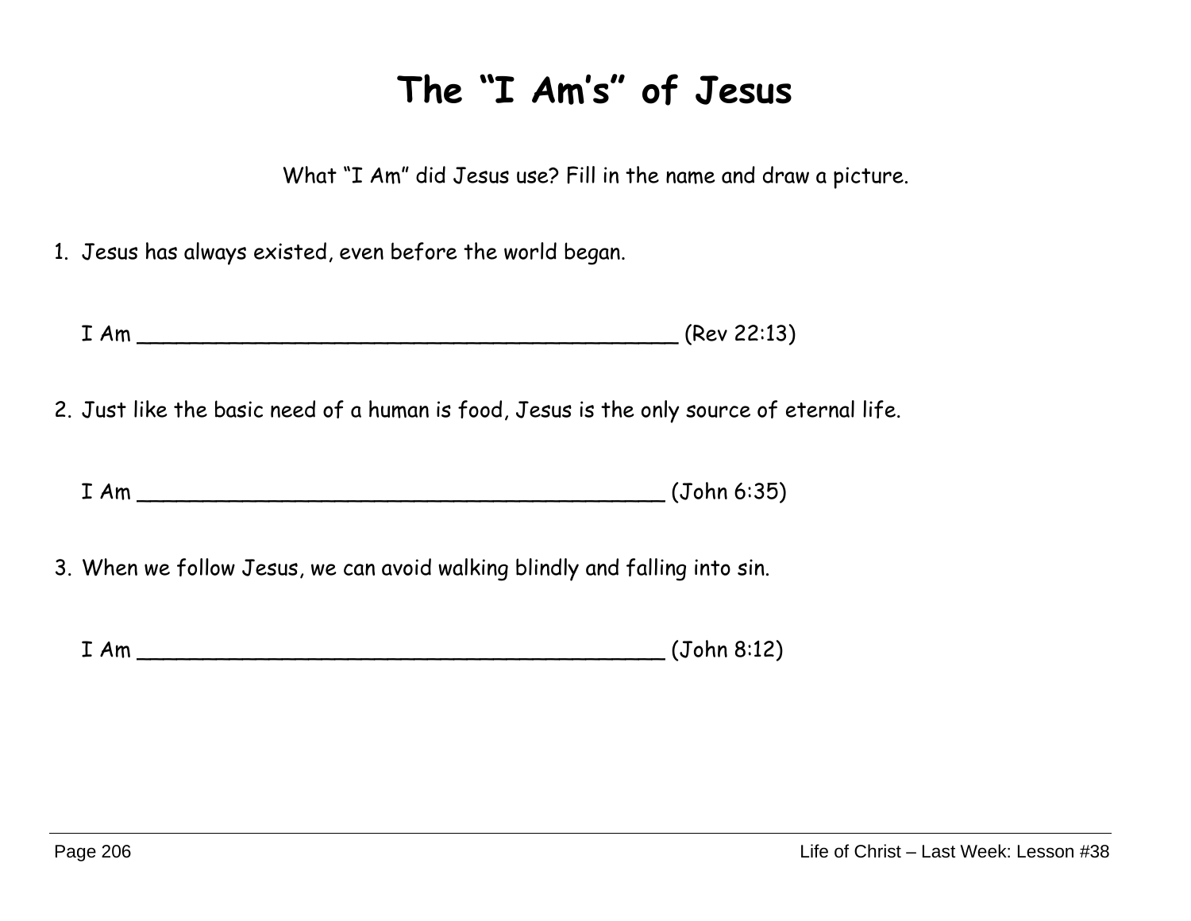# The "I Am's" of Jesus

What "I Am" did Jesus use? Fill in the name and draw a picture.

1. Jesus has always existed, even before the world began.

   I Am ___________________________________________ (Rev 22:13)

2. Just like the basic need of a human is food, Jesus is the only source of eternal life.

   I Am __________________________________________ (John 6:35)

3. When we follow Jesus, we can avoid walking blindly and falling into sin.

   I Am __________________________________________ (John 8:12)